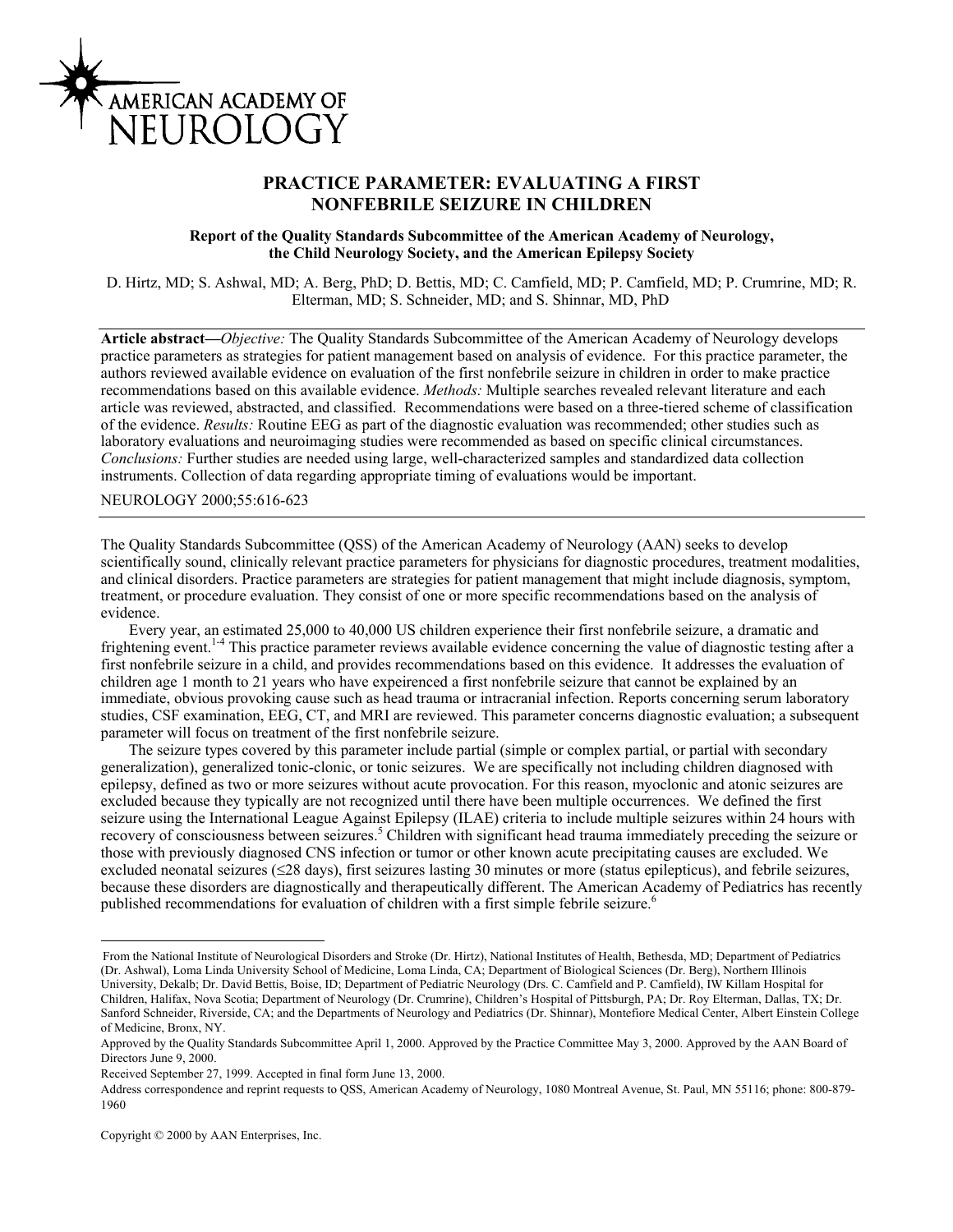AMERICAN ACADEMY OF NEUROLOGY

# PRACTICE PARAMETER: EVALUATING A FIRST NONFEBRILE SEIZURE IN CHILDREN

**Report of the Quality Standards Subcommittee of the American Academy of Neurology, the Child Neurology Society, and the American Epilepsy Society**

D. Hirtz, MD; S. Ashwal, MD; A. Berg, PhD; D. Bettis, MD; C. Camfield, MD; P. Camfield, MD; P. Crumrine, MD; R. Elterman, MD; S. Schneider, MD; and S. Shinnar, MD, PhD

**Article abstract—***Objective:* The Quality Standards Subcommittee of the American Academy of Neurology develops practice parameters as strategies for patient management based on analysis of evidence. For this practice parameter, the authors reviewed available evidence on evaluation of the first nonfebrile seizure in children in order to make practice recommendations based on this available evidence. *Methods:* Multiple searches revealed relevant literature and each article was reviewed, abstracted, and classified. Recommendations were based on a three-tiered scheme of classification of the evidence. *Results:* Routine EEG as part of the diagnostic evaluation was recommended; other studies such as laboratory evaluations and neuroimaging studies were recommended as based on specific clinical circumstances. *Conclusions:* Further studies are needed using large, well-characterized samples and standardized data collection instruments. Collection of data regarding appropriate timing of evaluations would be important.

NEUROLOGY 2000;55:616-623

The Quality Standards Subcommittee (QSS) of the American Academy of Neurology (AAN) seeks to develop scientifically sound, clinically relevant practice parameters for physicians for diagnostic procedures, treatment modalities, and clinical disorders. Practice parameters are strategies for patient management that might include diagnosis, symptom, treatment, or procedure evaluation. They consist of one or more specific recommendations based on the analysis of evidence.

Every year, an estimated 25,000 to 40,000 US children experience their first nonfebrile seizure, a dramatic and frightening event.[1-4] This practice parameter reviews available evidence concerning the value of diagnostic testing after a first nonfebrile seizure in a child, and provides recommendations based on this evidence. It addresses the evaluation of children age 1 month to 21 years who have expeirenced a first nonfebrile seizure that cannot be explained by an immediate, obvious provoking cause such as head trauma or intracranial infection. Reports concerning serum laboratory studies, CSF examination, EEG, CT, and MRI are reviewed. This parameter concerns diagnostic evaluation; a subsequent parameter will focus on treatment of the first nonfebrile seizure.

The seizure types covered by this parameter include partial (simple or complex partial, or partial with secondary generalization), generalized tonic-clonic, or tonic seizures. We are specifically not including children diagnosed with epilepsy, defined as two or more seizures without acute provocation. For this reason, myoclonic and atonic seizures are excluded because they typically are not recognized until there have been multiple occurrences. We defined the first seizure using the International League Against Epilepsy (ILAE) criteria to include multiple seizures within 24 hours with recovery of consciousness between seizures.[5] Children with significant head trauma immediately preceding the seizure or those with previously diagnosed CNS infection or tumor or other known acute precipitating causes are excluded. We excluded neonatal seizures (≤28 days), first seizures lasting 30 minutes or more (status epilepticus), and febrile seizures, because these disorders are diagnostically and therapeutically different. The American Academy of Pediatrics has recently published recommendations for evaluation of children with a first simple febrile seizure.[6]

---

From the National Institute of Neurological Disorders and Stroke (Dr. Hirtz), National Institutes of Health, Bethesda, MD; Department of Pediatrics (Dr. Ashwal), Loma Linda University School of Medicine, Loma Linda, CA; Department of Biological Sciences (Dr. Berg), Northern Illinois University, Dekalb; Dr. David Bettis, Boise, ID; Department of Pediatric Neurology (Drs. C. Camfield and P. Camfield), IW Killam Hospital for Children, Halifax, Nova Scotia; Department of Neurology (Dr. Crumrine), Children's Hospital of Pittsburgh, PA; Dr. Roy Elterman, Dallas, TX; Dr. Sanford Schneider, Riverside, CA; and the Departments of Neurology and Pediatrics (Dr. Shinnar), Montefiore Medical Center, Albert Einstein College of Medicine, Bronx, NY.

Approved by the Quality Standards Subcommittee April 1, 2000. Approved by the Practice Committee May 3, 2000. Approved by the AAN Board of Directors June 9, 2000.

Received September 27, 1999. Accepted in final form June 13, 2000.

Address correspondence and reprint requests to QSS, American Academy of Neurology, 1080 Montreal Avenue, St. Paul, MN 55116; phone: 800-879-1960

Copyright © 2000 by AAN Enterprises, Inc.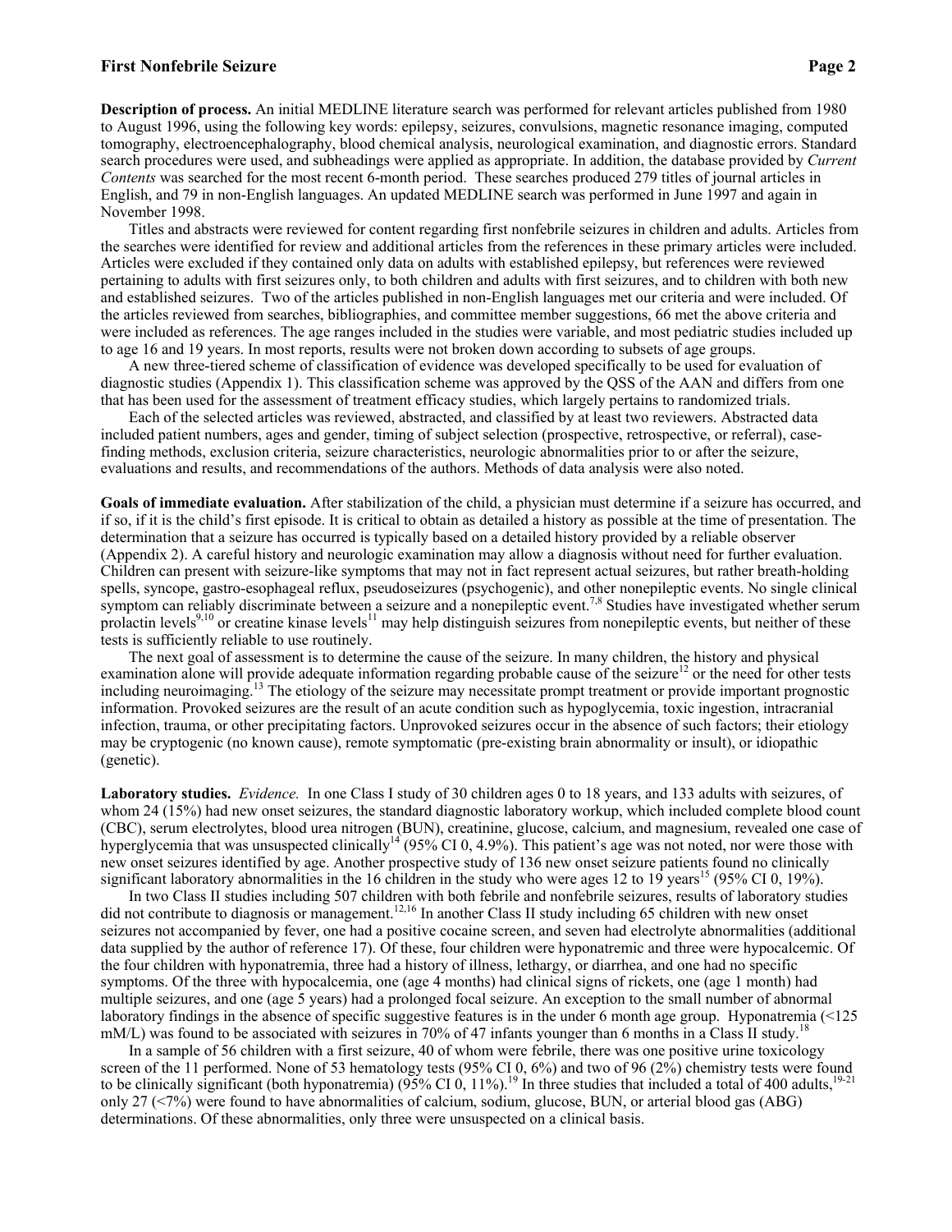**Description of process.** An initial MEDLINE literature search was performed for relevant articles published from 1980 to August 1996, using the following key words: epilepsy, seizures, convulsions, magnetic resonance imaging, computed tomography, electroencephalography, blood chemical analysis, neurological examination, and diagnostic errors. Standard search procedures were used, and subheadings were applied as appropriate. In addition, the database provided by *Current Contents* was searched for the most recent 6-month period. These searches produced 279 titles of journal articles in English, and 79 in non-English languages. An updated MEDLINE search was performed in June 1997 and again in November 1998.

Titles and abstracts were reviewed for content regarding first nonfebrile seizures in children and adults. Articles from the searches were identified for review and additional articles from the references in these primary articles were included. Articles were excluded if they contained only data on adults with established epilepsy, but references were reviewed pertaining to adults with first seizures only, to both children and adults with first seizures, and to children with both new and established seizures. Two of the articles published in non-English languages met our criteria and were included. Of the articles reviewed from searches, bibliographies, and committee member suggestions, 66 met the above criteria and were included as references. The age ranges included in the studies were variable, and most pediatric studies included up to age 16 and 19 years. In most reports, results were not broken down according to subsets of age groups.

A new three-tiered scheme of classification of evidence was developed specifically to be used for evaluation of diagnostic studies (Appendix 1). This classification scheme was approved by the QSS of the AAN and differs from one that has been used for the assessment of treatment efficacy studies, which largely pertains to randomized trials.

Each of the selected articles was reviewed, abstracted, and classified by at least two reviewers. Abstracted data included patient numbers, ages and gender, timing of subject selection (prospective, retrospective, or referral), case-finding methods, exclusion criteria, seizure characteristics, neurologic abnormalities prior to or after the seizure, evaluations and results, and recommendations of the authors. Methods of data analysis were also noted.

**Goals of immediate evaluation.** After stabilization of the child, a physician must determine if a seizure has occurred, and if so, if it is the child's first episode. It is critical to obtain as detailed a history as possible at the time of presentation. The determination that a seizure has occurred is typically based on a detailed history provided by a reliable observer (Appendix 2). A careful history and neurologic examination may allow a diagnosis without need for further evaluation. Children can present with seizure-like symptoms that may not in fact represent actual seizures, but rather breath-holding spells, syncope, gastro-esophageal reflux, pseudoseizures (psychogenic), and other nonepileptic events. No single clinical symptom can reliably discriminate between a seizure and a nonepileptic event.[7,8] Studies have investigated whether serum prolactin levels[9,10] or creatine kinase levels[11] may help distinguish seizures from nonepileptic events, but neither of these tests is sufficiently reliable to use routinely.

The next goal of assessment is to determine the cause of the seizure. In many children, the history and physical examination alone will provide adequate information regarding probable cause of the seizure[12] or the need for other tests including neuroimaging.[13] The etiology of the seizure may necessitate prompt treatment or provide important prognostic information. Provoked seizures are the result of an acute condition such as hypoglycemia, toxic ingestion, intracranial infection, trauma, or other precipitating factors. Unprovoked seizures occur in the absence of such factors; their etiology may be cryptogenic (no known cause), remote symptomatic (pre-existing brain abnormality or insult), or idiopathic (genetic).

**Laboratory studies.** *Evidence.* In one Class I study of 30 children ages 0 to 18 years, and 133 adults with seizures, of whom 24 (15%) had new onset seizures, the standard diagnostic laboratory workup, which included complete blood count (CBC), serum electrolytes, blood urea nitrogen (BUN), creatinine, glucose, calcium, and magnesium, revealed one case of hyperglycemia that was unsuspected clinically[14] (95% CI 0, 4.9%). This patient's age was not noted, nor were those with new onset seizures identified by age. Another prospective study of 136 new onset seizure patients found no clinically significant laboratory abnormalities in the 16 children in the study who were ages 12 to 19 years[15] (95% CI 0, 19%).

In two Class II studies including 507 children with both febrile and nonfebrile seizures, results of laboratory studies did not contribute to diagnosis or management.[12,16] In another Class II study including 65 children with new onset seizures not accompanied by fever, one had a positive cocaine screen, and seven had electrolyte abnormalities (additional data supplied by the author of reference 17). Of these, four children were hyponatremic and three were hypocalcemic. Of the four children with hyponatremia, three had a history of illness, lethargy, or diarrhea, and one had no specific symptoms. Of the three with hypocalcemia, one (age 4 months) had clinical signs of rickets, one (age 1 month) had multiple seizures, and one (age 5 years) had a prolonged focal seizure. An exception to the small number of abnormal laboratory findings in the absence of specific suggestive features is in the under 6 month age group. Hyponatremia (<125 mM/L) was found to be associated with seizures in 70% of 47 infants younger than 6 months in a Class II study.[18]

In a sample of 56 children with a first seizure, 40 of whom were febrile, there was one positive urine toxicology screen of the 11 performed. None of 53 hematology tests (95% CI 0, 6%) and two of 96 (2%) chemistry tests were found to be clinically significant (both hyponatremia) (95% CI 0, 11%).[19] In three studies that included a total of 400 adults,[19-21] only 27 (<7%) were found to have abnormalities of calcium, sodium, glucose, BUN, or arterial blood gas (ABG) determinations. Of these abnormalities, only three were unsuspected on a clinical basis.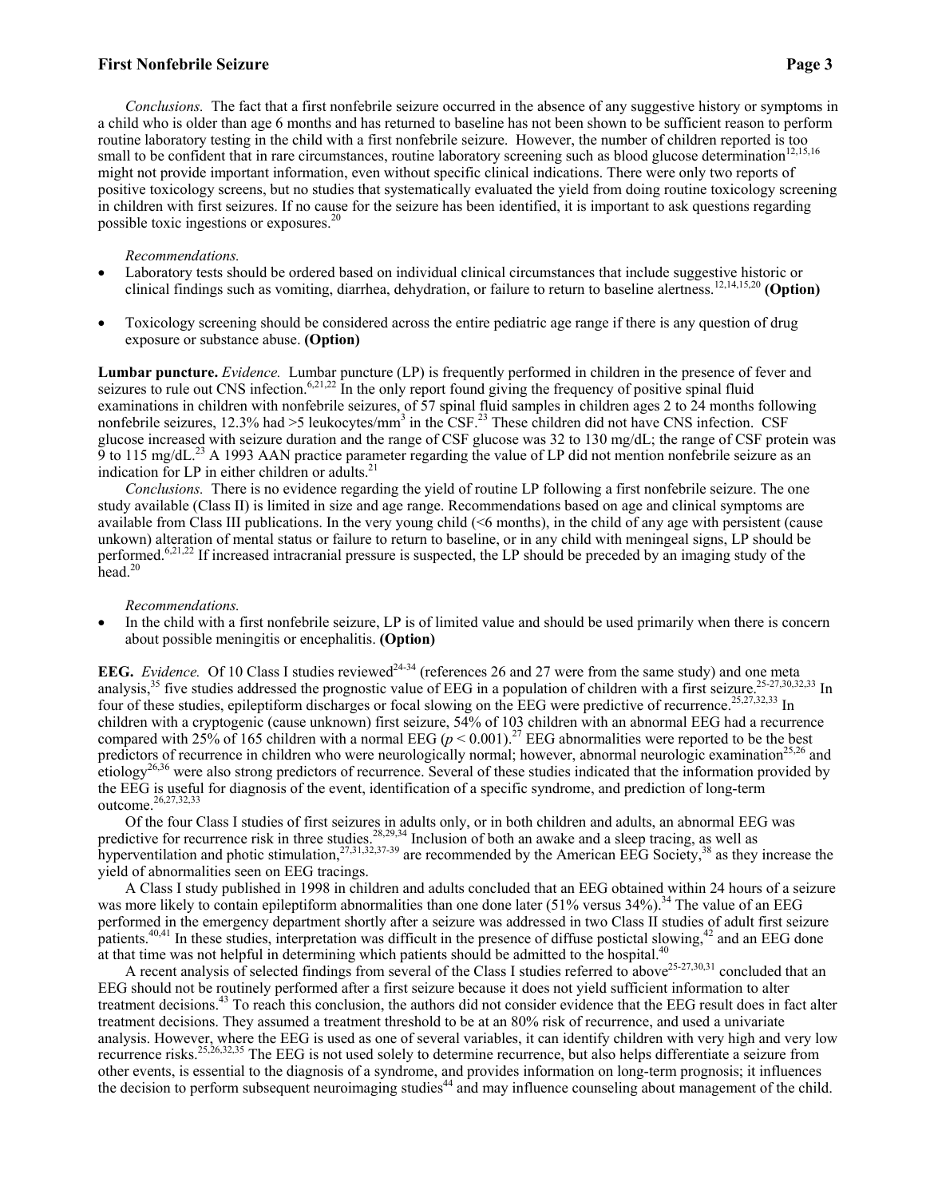*Conclusions.* The fact that a first nonfebrile seizure occurred in the absence of any suggestive history or symptoms in a child who is older than age 6 months and has returned to baseline has not been shown to be sufficient reason to perform routine laboratory testing in the child with a first nonfebrile seizure. However, the number of children reported is too small to be confident that in rare circumstances, routine laboratory screening such as blood glucose determination[12,15,16] might not provide important information, even without specific clinical indications. There were only two reports of positive toxicology screens, but no studies that systematically evaluated the yield from doing routine toxicology screening in children with first seizures. If no cause for the seizure has been identified, it is important to ask questions regarding possible toxic ingestions or exposures.[20]

*Recommendations.*

- Laboratory tests should be ordered based on individual clinical circumstances that include suggestive historic or clinical findings such as vomiting, diarrhea, dehydration, or failure to return to baseline alertness.[12,14,15,20] **(Option)**
- Toxicology screening should be considered across the entire pediatric age range if there is any question of drug exposure or substance abuse. **(Option)**

**Lumbar puncture.** *Evidence.* Lumbar puncture (LP) is frequently performed in children in the presence of fever and seizures to rule out CNS infection.[6,21,22] In the only report found giving the frequency of positive spinal fluid examinations in children with nonfebrile seizures, of 57 spinal fluid samples in children ages 2 to 24 months following nonfebrile seizures, 12.3% had >5 leukocytes/mm$^3$ in the CSF.[23] These children did not have CNS infection. CSF glucose increased with seizure duration and the range of CSF glucose was 32 to 130 mg/dL; the range of CSF protein was 9 to 115 mg/dL.[23] A 1993 AAN practice parameter regarding the value of LP did not mention nonfebrile seizure as an indication for LP in either children or adults.[21]

*Conclusions.* There is no evidence regarding the yield of routine LP following a first nonfebrile seizure. The one study available (Class II) is limited in size and age range. Recommendations based on age and clinical symptoms are available from Class III publications. In the very young child (<6 months), in the child of any age with persistent (cause unkown) alteration of mental status or failure to return to baseline, or in any child with meningeal signs, LP should be performed.[6,21,22] If increased intracranial pressure is suspected, the LP should be preceded by an imaging study of the head.[20]

*Recommendations.*

- In the child with a first nonfebrile seizure, LP is of limited value and should be used primarily when there is concern about possible meningitis or encephalitis. **(Option)**

**EEG.** *Evidence.* Of 10 Class I studies reviewed[24-34] (references 26 and 27 were from the same study) and one meta analysis,[35] five studies addressed the prognostic value of EEG in a population of children with a first seizure.[25-27,30,32,33] In four of these studies, epileptiform discharges or focal slowing on the EEG were predictive of recurrence.[25,27,32,33] In children with a cryptogenic (cause unknown) first seizure, 54% of 103 children with an abnormal EEG had a recurrence compared with 25% of 165 children with a normal EEG ($p < 0.001$).[27] EEG abnormalities were reported to be the best predictors of recurrence in children who were neurologically normal; however, abnormal neurologic examination[25,26] and etiology[26,36] were also strong predictors of recurrence. Several of these studies indicated that the information provided by the EEG is useful for diagnosis of the event, identification of a specific syndrome, and prediction of long-term outcome.[26,27,32,33]

Of the four Class I studies of first seizures in adults only, or in both children and adults, an abnormal EEG was predictive for recurrence risk in three studies.[28,29,34] Inclusion of both an awake and a sleep tracing, as well as hyperventilation and photic stimulation,[27,31,32,37-39] are recommended by the American EEG Society,[38] as they increase the yield of abnormalities seen on EEG tracings.

A Class I study published in 1998 in children and adults concluded that an EEG obtained within 24 hours of a seizure was more likely to contain epileptiform abnormalities than one done later (51% versus 34%).[34] The value of an EEG performed in the emergency department shortly after a seizure was addressed in two Class II studies of adult first seizure patients.[40,41] In these studies, interpretation was difficult in the presence of diffuse postictal slowing,[42] and an EEG done at that time was not helpful in determining which patients should be admitted to the hospital.[40]

A recent analysis of selected findings from several of the Class I studies referred to above[25-27,30,31] concluded that an EEG should not be routinely performed after a first seizure because it does not yield sufficient information to alter treatment decisions.[43] To reach this conclusion, the authors did not consider evidence that the EEG result does in fact alter treatment decisions. They assumed a treatment threshold to be at an 80% risk of recurrence, and used a univariate analysis. However, where the EEG is used as one of several variables, it can identify children with very high and very low recurrence risks.[25,26,32,35] The EEG is not used solely to determine recurrence, but also helps differentiate a seizure from other events, is essential to the diagnosis of a syndrome, and provides information on long-term prognosis; it influences the decision to perform subsequent neuroimaging studies[44] and may influence counseling about management of the child.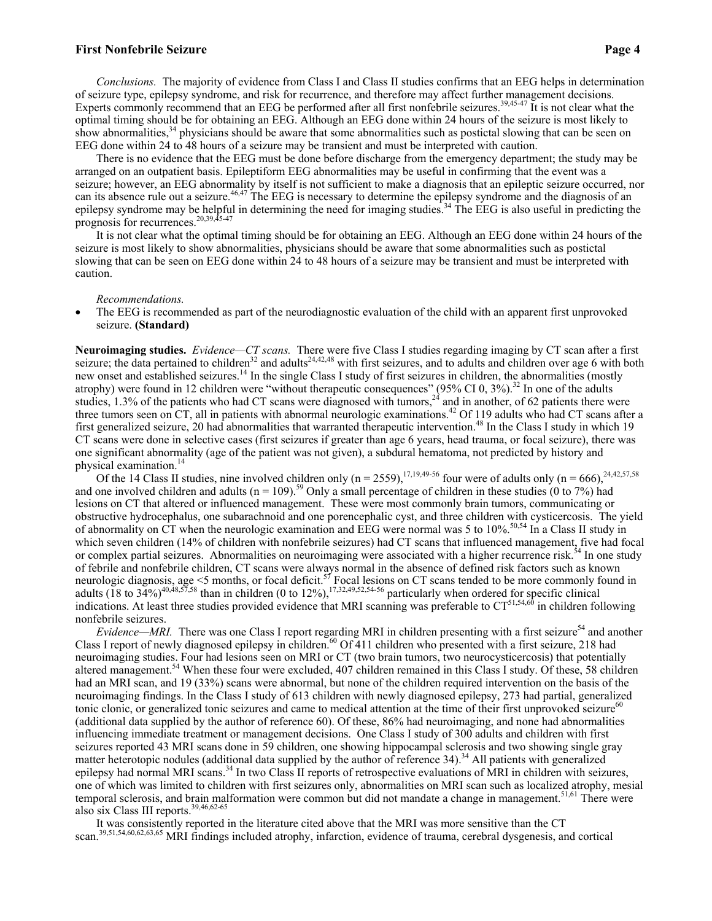*Conclusions.* The majority of evidence from Class I and Class II studies confirms that an EEG helps in determination of seizure type, epilepsy syndrome, and risk for recurrence, and therefore may affect further management decisions. Experts commonly recommend that an EEG be performed after all first nonfebrile seizures.[39,45-47] It is not clear what the optimal timing should be for obtaining an EEG. Although an EEG done within 24 hours of the seizure is most likely to show abnormalities,[34] physicians should be aware that some abnormalities such as postictal slowing that can be seen on EEG done within 24 to 48 hours of a seizure may be transient and must be interpreted with caution.

There is no evidence that the EEG must be done before discharge from the emergency department; the study may be arranged on an outpatient basis. Epileptiform EEG abnormalities may be useful in confirming that the event was a seizure; however, an EEG abnormality by itself is not sufficient to make a diagnosis that an epileptic seizure occurred, nor can its absence rule out a seizure.[46,47] The EEG is necessary to determine the epilepsy syndrome and the diagnosis of an epilepsy syndrome may be helpful in determining the need for imaging studies.[34] The EEG is also useful in predicting the prognosis for recurrences.[20,39,45-47]

It is not clear what the optimal timing should be for obtaining an EEG. Although an EEG done within 24 hours of the seizure is most likely to show abnormalities, physicians should be aware that some abnormalities such as postictal slowing that can be seen on EEG done within 24 to 48 hours of a seizure may be transient and must be interpreted with caution.

*Recommendations.*

- The EEG is recommended as part of the neurodiagnostic evaluation of the child with an apparent first unprovoked seizure. **(Standard)**

**Neuroimaging studies.** *Evidence—CT scans.* There were five Class I studies regarding imaging by CT scan after a first seizure; the data pertained to children[32] and adults[24,42,48] with first seizures, and to adults and children over age 6 with both new onset and established seizures.[14] In the single Class I study of first seizures in children, the abnormalities (mostly atrophy) were found in 12 children were "without therapeutic consequences" (95% CI 0, 3%).[32] In one of the adults studies, 1.3% of the patients who had CT scans were diagnosed with tumors,[24] and in another, of 62 patients there were three tumors seen on CT, all in patients with abnormal neurologic examinations.[42] Of 119 adults who had CT scans after a first generalized seizure, 20 had abnormalities that warranted therapeutic intervention.[48] In the Class I study in which 19 CT scans were done in selective cases (first seizures if greater than age 6 years, head trauma, or focal seizure), there was one significant abnormality (age of the patient was not given), a subdural hematoma, not predicted by history and physical examination.[14]

Of the 14 Class II studies, nine involved children only (n = 2559),[17,19,49-56] four were of adults only (n = 666),[24,42,57,58] and one involved children and adults (n = 109).[59] Only a small percentage of children in these studies (0 to 7%) had lesions on CT that altered or influenced management. These were most commonly brain tumors, communicating or obstructive hydrocephalus, one subarachnoid and one porencephalic cyst, and three children with cysticercosis. The yield of abnormality on CT when the neurologic examination and EEG were normal was 5 to 10%.[50,54] In a Class II study in which seven children (14% of children with nonfebrile seizures) had CT scans that influenced management, five had focal or complex partial seizures. Abnormalities on neuroimaging were associated with a higher recurrence risk.[54] In one study of febrile and nonfebrile children, CT scans were always normal in the absence of defined risk factors such as known neurologic diagnosis, age <5 months, or focal deficit.[57] Focal lesions on CT scans tended to be more commonly found in adults (18 to 34%)[40,48,57,58] than in children (0 to 12%),[17,32,49,52,54-56] particularly when ordered for specific clinical indications. At least three studies provided evidence that MRI scanning was preferable to CT[51,54,60] in children following nonfebrile seizures.

*Evidence—MRI.* There was one Class I report regarding MRI in children presenting with a first seizure[54] and another Class I report of newly diagnosed epilepsy in children.[60] Of 411 children who presented with a first seizure, 218 had neuroimaging studies. Four had lesions seen on MRI or CT (two brain tumors, two neurocysticercosis) that potentially altered management.[54] When these four were excluded, 407 children remained in this Class I study. Of these, 58 children had an MRI scan, and 19 (33%) scans were abnormal, but none of the children required intervention on the basis of the neuroimaging findings. In the Class I study of 613 children with newly diagnosed epilepsy, 273 had partial, generalized tonic clonic, or generalized tonic seizures and came to medical attention at the time of their first unprovoked seizure[60] (additional data supplied by the author of reference 60). Of these, 86% had neuroimaging, and none had abnormalities influencing immediate treatment or management decisions. One Class I study of 300 adults and children with first seizures reported 43 MRI scans done in 59 children, one showing hippocampal sclerosis and two showing single gray matter heterotopic nodules (additional data supplied by the author of reference 34).[34] All patients with generalized epilepsy had normal MRI scans.[34] In two Class II reports of retrospective evaluations of MRI in children with seizures, one of which was limited to children with first seizures only, abnormalities on MRI scan such as localized atrophy, mesial temporal sclerosis, and brain malformation were common but did not mandate a change in management.[51,61] There were also six Class III reports.[39,46,62-65]

It was consistently reported in the literature cited above that the MRI was more sensitive than the CT scan.[39,51,54,60,62,63,65] MRI findings included atrophy, infarction, evidence of trauma, cerebral dysgenesis, and cortical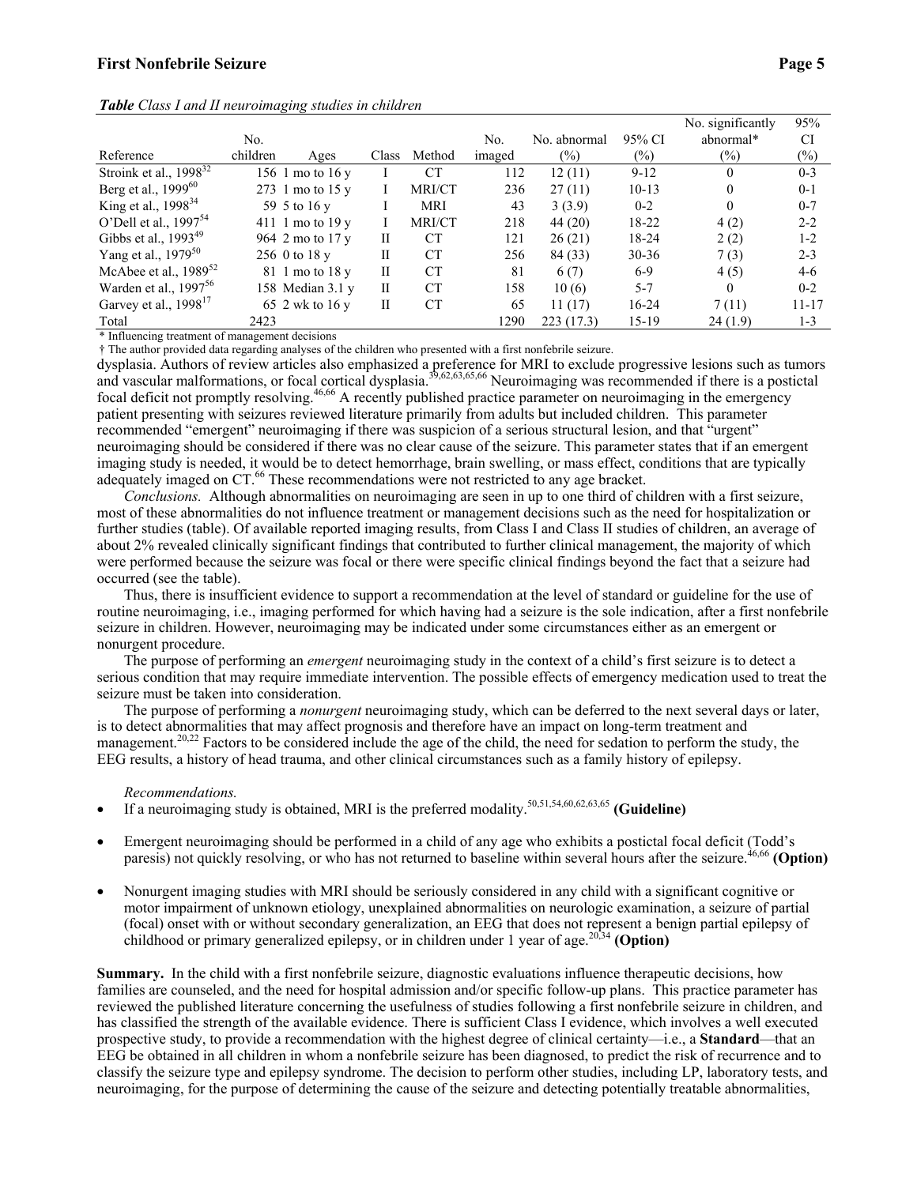***Table*** *Class I and II neuroimaging studies in children*

| Reference | No. children | Ages | Class | Method | No. imaged | No. abnormal (%) | 95% CI (%) | No. significantly abnormal* (%) | 95% CI (%) |
|---|---|---|---|---|---|---|---|---|---|
| Stroink et al., 1998[32] | 156 | 1 mo to 16 y | I | CT | 112 | 12 (11) | 9-12 | 0 | 0-3 |
| Berg et al., 1999[60] | 273 | 1 mo to 15 y | I | MRI/CT | 236 | 27 (11) | 10-13 | 0 | 0-1 |
| King et al., 1998[34] | 59 | 5 to 16 y | I | MRI | 43 | 3 (3.9) | 0-2 | 0 | 0-7 |
| O'Dell et al., 1997[54] | 411 | 1 mo to 19 y | I | MRI/CT | 218 | 44 (20) | 18-22 | 4 (2) | 2-2 |
| Gibbs et al., 1993[49] | 964 | 2 mo to 17 y | II | CT | 121 | 26 (21) | 18-24 | 2 (2) | 1-2 |
| Yang et al., 1979[50] | 256 | 0 to 18 y | II | CT | 256 | 84 (33) | 30-36 | 7 (3) | 2-3 |
| McAbee et al., 1989[52] | 81 | 1 mo to 18 y | II | CT | 81 | 6 (7) | 6-9 | 4 (5) | 4-6 |
| Warden et al., 1997[56] | 158 | Median 3.1 y | II | CT | 158 | 10 (6) | 5-7 | 0 | 0-2 |
| Garvey et al., 1998[17] | 65 | 2 wk to 16 y | II | CT | 65 | 11 (17) | 16-24 | 7 (11) | 11-17 |
| Total | 2423 | | | | 1290 | 223 (17.3) | 15-19 | 24 (1.9) | 1-3 |

\* Influencing treatment of management decisions

† The author provided data regarding analyses of the children who presented with a first nonfebrile seizure.

dysplasia. Authors of review articles also emphasized a preference for MRI to exclude progressive lesions such as tumors and vascular malformations, or focal cortical dysplasia.[39,62,63,65,66] Neuroimaging was recommended if there is a postictal focal deficit not promptly resolving.[46,66] A recently published practice parameter on neuroimaging in the emergency patient presenting with seizures reviewed literature primarily from adults but included children. This parameter recommended "emergent" neuroimaging if there was suspicion of a serious structural lesion, and that "urgent" neuroimaging should be considered if there was no clear cause of the seizure. This parameter states that if an emergent imaging study is needed, it would be to detect hemorrhage, brain swelling, or mass effect, conditions that are typically adequately imaged on CT.[66] These recommendations were not restricted to any age bracket.

*Conclusions.* Although abnormalities on neuroimaging are seen in up to one third of children with a first seizure, most of these abnormalities do not influence treatment or management decisions such as the need for hospitalization or further studies (table). Of available reported imaging results, from Class I and Class II studies of children, an average of about 2% revealed clinically significant findings that contributed to further clinical management, the majority of which were performed because the seizure was focal or there were specific clinical findings beyond the fact that a seizure had occurred (see the table).

Thus, there is insufficient evidence to support a recommendation at the level of standard or guideline for the use of routine neuroimaging, i.e., imaging performed for which having had a seizure is the sole indication, after a first nonfebrile seizure in children. However, neuroimaging may be indicated under some circumstances either as an emergent or nonurgent procedure.

The purpose of performing an *emergent* neuroimaging study in the context of a child's first seizure is to detect a serious condition that may require immediate intervention. The possible effects of emergency medication used to treat the seizure must be taken into consideration.

The purpose of performing a *nonurgent* neuroimaging study, which can be deferred to the next several days or later, is to detect abnormalities that may affect prognosis and therefore have an impact on long-term treatment and management.[20,22] Factors to be considered include the age of the child, the need for sedation to perform the study, the EEG results, a history of head trauma, and other clinical circumstances such as a family history of epilepsy.

*Recommendations.*

- If a neuroimaging study is obtained, MRI is the preferred modality.[50,51,54,60,62,63,65] **(Guideline)**
- Emergent neuroimaging should be performed in a child of any age who exhibits a postictal focal deficit (Todd's paresis) not quickly resolving, or who has not returned to baseline within several hours after the seizure.[46,66] **(Option)**
- Nonurgent imaging studies with MRI should be seriously considered in any child with a significant cognitive or motor impairment of unknown etiology, unexplained abnormalities on neurologic examination, a seizure of partial (focal) onset with or without secondary generalization, an EEG that does not represent a benign partial epilepsy of childhood or primary generalized epilepsy, or in children under 1 year of age.[20,34] **(Option)**

**Summary.** In the child with a first nonfebrile seizure, diagnostic evaluations influence therapeutic decisions, how families are counseled, and the need for hospital admission and/or specific follow-up plans. This practice parameter has reviewed the published literature concerning the usefulness of studies following a first nonfebrile seizure in children, and has classified the strength of the available evidence. There is sufficient Class I evidence, which involves a well executed prospective study, to provide a recommendation with the highest degree of clinical certainty—i.e., a **Standard**—that an EEG be obtained in all children in whom a nonfebrile seizure has been diagnosed, to predict the risk of recurrence and to classify the seizure type and epilepsy syndrome. The decision to perform other studies, including LP, laboratory tests, and neuroimaging, for the purpose of determining the cause of the seizure and detecting potentially treatable abnormalities,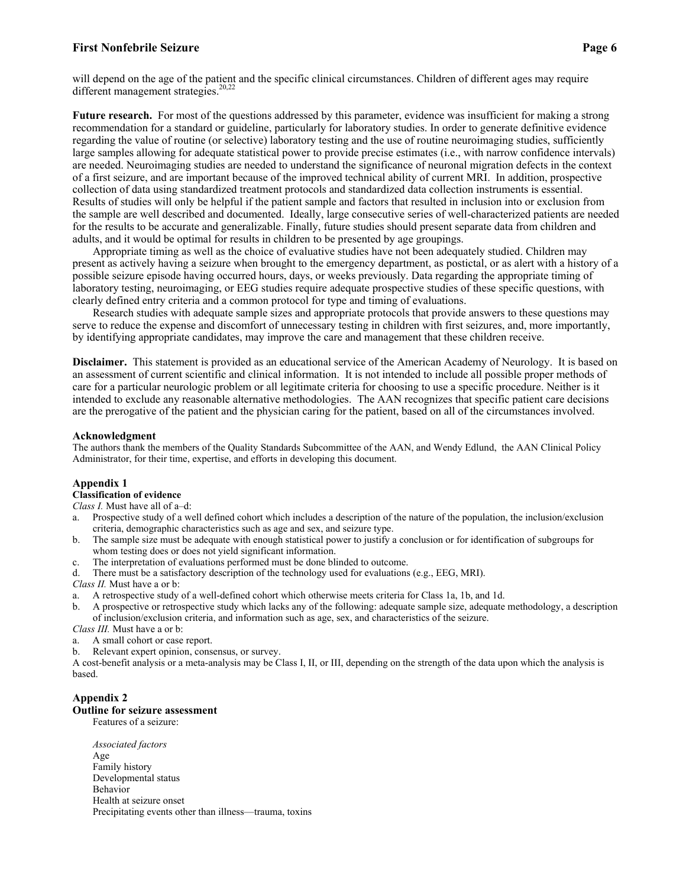will depend on the age of the patient and the specific clinical circumstances. Children of different ages may require different management strategies.[20,22]

**Future research.** For most of the questions addressed by this parameter, evidence was insufficient for making a strong recommendation for a standard or guideline, particularly for laboratory studies. In order to generate definitive evidence regarding the value of routine (or selective) laboratory testing and the use of routine neuroimaging studies, sufficiently large samples allowing for adequate statistical power to provide precise estimates (i.e., with narrow confidence intervals) are needed. Neuroimaging studies are needed to understand the significance of neuronal migration defects in the context of a first seizure, and are important because of the improved technical ability of current MRI. In addition, prospective collection of data using standardized treatment protocols and standardized data collection instruments is essential. Results of studies will only be helpful if the patient sample and factors that resulted in inclusion into or exclusion from the sample are well described and documented. Ideally, large consecutive series of well-characterized patients are needed for the results to be accurate and generalizable. Finally, future studies should present separate data from children and adults, and it would be optimal for results in children to be presented by age groupings.

Appropriate timing as well as the choice of evaluative studies have not been adequately studied. Children may present as actively having a seizure when brought to the emergency department, as postictal, or as alert with a history of a possible seizure episode having occurred hours, days, or weeks previously. Data regarding the appropriate timing of laboratory testing, neuroimaging, or EEG studies require adequate prospective studies of these specific questions, with clearly defined entry criteria and a common protocol for type and timing of evaluations.

Research studies with adequate sample sizes and appropriate protocols that provide answers to these questions may serve to reduce the expense and discomfort of unnecessary testing in children with first seizures, and, more importantly, by identifying appropriate candidates, may improve the care and management that these children receive.

**Disclaimer.** This statement is provided as an educational service of the American Academy of Neurology. It is based on an assessment of current scientific and clinical information. It is not intended to include all possible proper methods of care for a particular neurologic problem or all legitimate criteria for choosing to use a specific procedure. Neither is it intended to exclude any reasonable alternative methodologies. The AAN recognizes that specific patient care decisions are the prerogative of the patient and the physician caring for the patient, based on all of the circumstances involved.

### Acknowledgment

The authors thank the members of the Quality Standards Subcommittee of the AAN, and Wendy Edlund, the AAN Clinical Policy Administrator, for their time, expertise, and efforts in developing this document.

### Appendix 1

**Classification of evidence**

*Class I.* Must have all of a–d:

a. Prospective study of a well defined cohort which includes a description of the nature of the population, the inclusion/exclusion criteria, demographic characteristics such as age and sex, and seizure type.
b. The sample size must be adequate with enough statistical power to justify a conclusion or for identification of subgroups for whom testing does or does not yield significant information.
c. The interpretation of evaluations performed must be done blinded to outcome.
d. There must be a satisfactory description of the technology used for evaluations (e.g., EEG, MRI).

*Class II.* Must have a or b:

a. A retrospective study of a well-defined cohort which otherwise meets criteria for Class 1a, 1b, and 1d.
b. A prospective or retrospective study which lacks any of the following: adequate sample size, adequate methodology, a description of inclusion/exclusion criteria, and information such as age, sex, and characteristics of the seizure.

*Class III.* Must have a or b:

a. A small cohort or case report.
b. Relevant expert opinion, consensus, or survey.

A cost-benefit analysis or a meta-analysis may be Class I, II, or III, depending on the strength of the data upon which the analysis is based.

### Appendix 2

**Outline for seizure assessment**

Features of a seizure:

*Associated factors*
Age
Family history
Developmental status
Behavior
Health at seizure onset
Precipitating events other than illness—trauma, toxins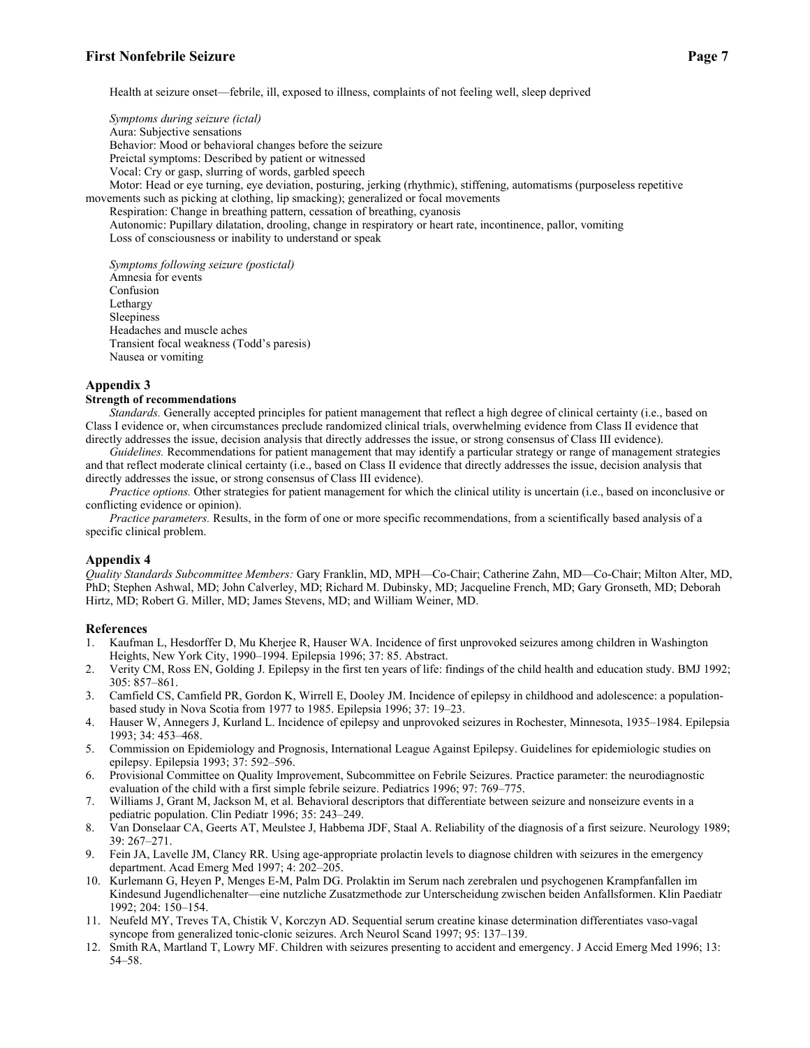Health at seizure onset—febrile, ill, exposed to illness, complaints of not feeling well, sleep deprived

*Symptoms during seizure (ictal)*

Aura: Subjective sensations

Behavior: Mood or behavioral changes before the seizure

Preictal symptoms: Described by patient or witnessed

Vocal: Cry or gasp, slurring of words, garbled speech

Motor: Head or eye turning, eye deviation, posturing, jerking (rhythmic), stiffening, automatisms (purposeless repetitive movements such as picking at clothing, lip smacking); generalized or focal movements

Respiration: Change in breathing pattern, cessation of breathing, cyanosis

Autonomic: Pupillary dilatation, drooling, change in respiratory or heart rate, incontinence, pallor, vomiting

Loss of consciousness or inability to understand or speak

*Symptoms following seizure (postictal)*

Amnesia for events

Confusion

Lethargy

Sleepiness

Headaches and muscle aches

Transient focal weakness (Todd's paresis)

Nausea or vomiting

## Appendix 3

**Strength of recommendations**

*Standards.* Generally accepted principles for patient management that reflect a high degree of clinical certainty (i.e., based on Class I evidence or, when circumstances preclude randomized clinical trials, overwhelming evidence from Class II evidence that directly addresses the issue, decision analysis that directly addresses the issue, or strong consensus of Class III evidence).

*Guidelines.* Recommendations for patient management that may identify a particular strategy or range of management strategies and that reflect moderate clinical certainty (i.e., based on Class II evidence that directly addresses the issue, decision analysis that directly addresses the issue, or strong consensus of Class III evidence).

*Practice options.* Other strategies for patient management for which the clinical utility is uncertain (i.e., based on inconclusive or conflicting evidence or opinion).

*Practice parameters.* Results, in the form of one or more specific recommendations, from a scientifically based analysis of a specific clinical problem.

## Appendix 4

*Quality Standards Subcommittee Members:* Gary Franklin, MD, MPH—Co-Chair; Catherine Zahn, MD—Co-Chair; Milton Alter, MD, PhD; Stephen Ashwal, MD; John Calverley, MD; Richard M. Dubinsky, MD; Jacqueline French, MD; Gary Gronseth, MD; Deborah Hirtz, MD; Robert G. Miller, MD; James Stevens, MD; and William Weiner, MD.

## References

1. Kaufman L, Hesdorffer D, Mu Kherjee R, Hauser WA. Incidence of first unprovoked seizures among children in Washington Heights, New York City, 1990–1994. Epilepsia 1996; 37: 85. Abstract.
2. Verity CM, Ross EN, Golding J. Epilepsy in the first ten years of life: findings of the child health and education study. BMJ 1992; 305: 857–861.
3. Camfield CS, Camfield PR, Gordon K, Wirrell E, Dooley JM. Incidence of epilepsy in childhood and adolescence: a population-based study in Nova Scotia from 1977 to 1985. Epilepsia 1996; 37: 19–23.
4. Hauser W, Annegers J, Kurland L. Incidence of epilepsy and unprovoked seizures in Rochester, Minnesota, 1935–1984. Epilepsia 1993; 34: 453–468.
5. Commission on Epidemiology and Prognosis, International League Against Epilepsy. Guidelines for epidemiologic studies on epilepsy. Epilepsia 1993; 37: 592–596.
6. Provisional Committee on Quality Improvement, Subcommittee on Febrile Seizures. Practice parameter: the neurodiagnostic evaluation of the child with a first simple febrile seizure. Pediatrics 1996; 97: 769–775.
7. Williams J, Grant M, Jackson M, et al. Behavioral descriptors that differentiate between seizure and nonseizure events in a pediatric population. Clin Pediatr 1996; 35: 243–249.
8. Van Donselaar CA, Geerts AT, Meulstee J, Habbema JDF, Staal A. Reliability of the diagnosis of a first seizure. Neurology 1989; 39: 267–271.
9. Fein JA, Lavelle JM, Clancy RR. Using age-appropriate prolactin levels to diagnose children with seizures in the emergency department. Acad Emerg Med 1997; 4: 202–205.
10. Kurlemann G, Heyen P, Menges E-M, Palm DG. Prolaktin im Serum nach zerebralen und psychogenen Krampfanfallen im Kindesund Jugendlichenalter—eine nutzliche Zusatzmethode zur Unterscheidung zwischen beiden Anfallsformen. Klin Paediatr 1992; 204: 150–154.
11. Neufeld MY, Treves TA, Chistik V, Korczyn AD. Sequential serum creatine kinase determination differentiates vaso-vagal syncope from generalized tonic-clonic seizures. Arch Neurol Scand 1997; 95: 137–139.
12. Smith RA, Martland T, Lowry MF. Children with seizures presenting to accident and emergency. J Accid Emerg Med 1996; 13: 54–58.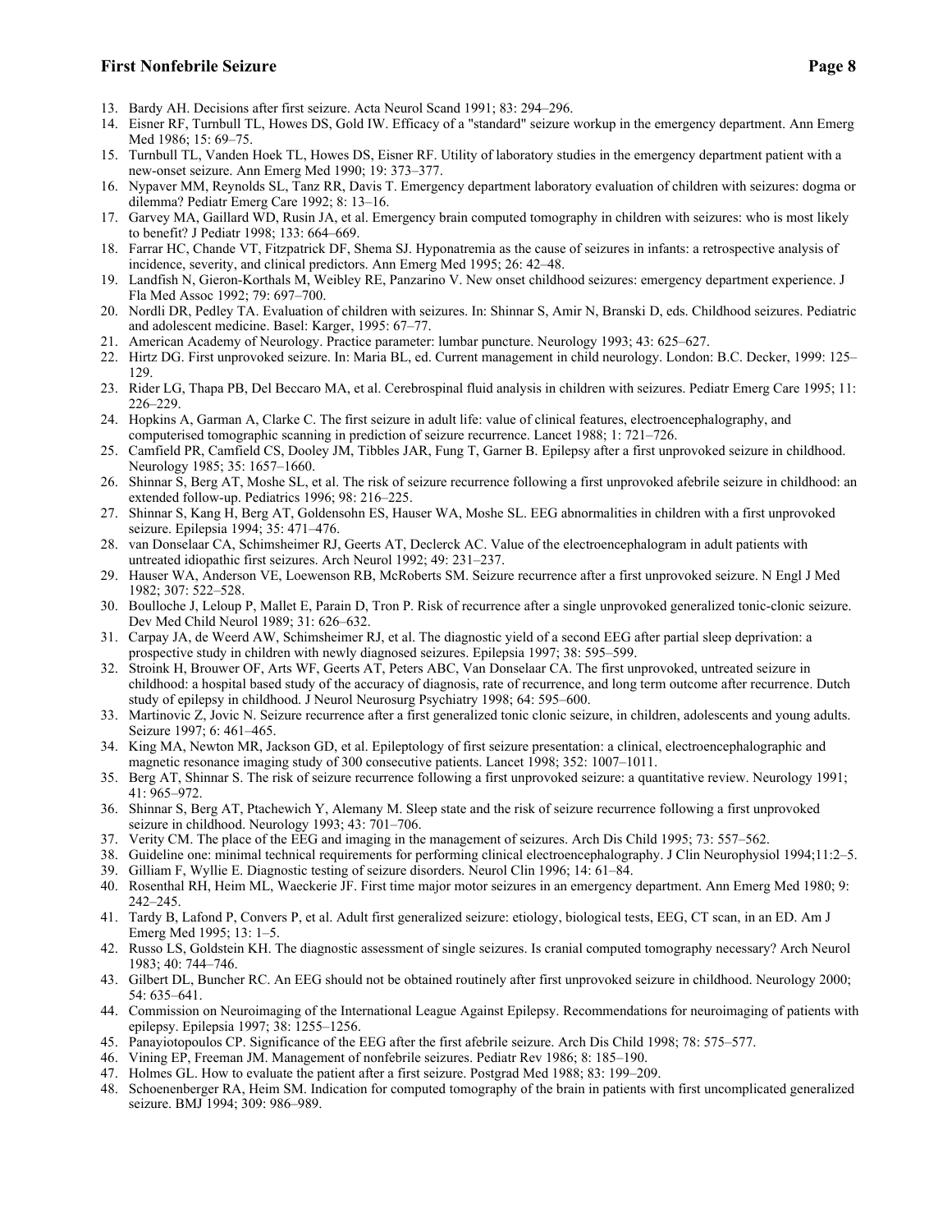13. Bardy AH. Decisions after first seizure. Acta Neurol Scand 1991; 83: 294–296.
14. Eisner RF, Turnbull TL, Howes DS, Gold IW. Efficacy of a "standard" seizure workup in the emergency department. Ann Emerg Med 1986; 15: 69–75.
15. Turnbull TL, Vanden Hoek TL, Howes DS, Eisner RF. Utility of laboratory studies in the emergency department patient with a new-onset seizure. Ann Emerg Med 1990; 19: 373–377.
16. Nypaver MM, Reynolds SL, Tanz RR, Davis T. Emergency department laboratory evaluation of children with seizures: dogma or dilemma? Pediatr Emerg Care 1992; 8: 13–16.
17. Garvey MA, Gaillard WD, Rusin JA, et al. Emergency brain computed tomography in children with seizures: who is most likely to benefit? J Pediatr 1998; 133: 664–669.
18. Farrar HC, Chande VT, Fitzpatrick DF, Shema SJ. Hyponatremia as the cause of seizures in infants: a retrospective analysis of incidence, severity, and clinical predictors. Ann Emerg Med 1995; 26: 42–48.
19. Landfish N, Gieron-Korthals M, Weibley RE, Panzarino V. New onset childhood seizures: emergency department experience. J Fla Med Assoc 1992; 79: 697–700.
20. Nordli DR, Pedley TA. Evaluation of children with seizures. In: Shinnar S, Amir N, Branski D, eds. Childhood seizures. Pediatric and adolescent medicine. Basel: Karger, 1995: 67–77.
21. American Academy of Neurology. Practice parameter: lumbar puncture. Neurology 1993; 43: 625–627.
22. Hirtz DG. First unprovoked seizure. In: Maria BL, ed. Current management in child neurology. London: B.C. Decker, 1999: 125–129.
23. Rider LG, Thapa PB, Del Beccaro MA, et al. Cerebrospinal fluid analysis in children with seizures. Pediatr Emerg Care 1995; 11: 226–229.
24. Hopkins A, Garman A, Clarke C. The first seizure in adult life: value of clinical features, electroencephalography, and computerised tomographic scanning in prediction of seizure recurrence. Lancet 1988; 1: 721–726.
25. Camfield PR, Camfield CS, Dooley JM, Tibbles JAR, Fung T, Garner B. Epilepsy after a first unprovoked seizure in childhood. Neurology 1985; 35: 1657–1660.
26. Shinnar S, Berg AT, Moshe SL, et al. The risk of seizure recurrence following a first unprovoked afebrile seizure in childhood: an extended follow-up. Pediatrics 1996; 98: 216–225.
27. Shinnar S, Kang H, Berg AT, Goldensohn ES, Hauser WA, Moshe SL. EEG abnormalities in children with a first unprovoked seizure. Epilepsia 1994; 35: 471–476.
28. van Donselaar CA, Schimsheimer RJ, Geerts AT, Declerck AC. Value of the electroencephalogram in adult patients with untreated idiopathic first seizures. Arch Neurol 1992; 49: 231–237.
29. Hauser WA, Anderson VE, Loewenson RB, McRoberts SM. Seizure recurrence after a first unprovoked seizure. N Engl J Med 1982; 307: 522–528.
30. Boulloche J, Leloup P, Mallet E, Parain D, Tron P. Risk of recurrence after a single unprovoked generalized tonic-clonic seizure. Dev Med Child Neurol 1989; 31: 626–632.
31. Carpay JA, de Weerd AW, Schimsheimer RJ, et al. The diagnostic yield of a second EEG after partial sleep deprivation: a prospective study in children with newly diagnosed seizures. Epilepsia 1997; 38: 595–599.
32. Stroink H, Brouwer OF, Arts WF, Geerts AT, Peters ABC, Van Donselaar CA. The first unprovoked, untreated seizure in childhood: a hospital based study of the accuracy of diagnosis, rate of recurrence, and long term outcome after recurrence. Dutch study of epilepsy in childhood. J Neurol Neurosurg Psychiatry 1998; 64: 595–600.
33. Martinovic Z, Jovic N. Seizure recurrence after a first generalized tonic clonic seizure, in children, adolescents and young adults. Seizure 1997; 6: 461–465.
34. King MA, Newton MR, Jackson GD, et al. Epileptology of first seizure presentation: a clinical, electroencephalographic and magnetic resonance imaging study of 300 consecutive patients. Lancet 1998; 352: 1007–1011.
35. Berg AT, Shinnar S. The risk of seizure recurrence following a first unprovoked seizure: a quantitative review. Neurology 1991; 41: 965–972.
36. Shinnar S, Berg AT, Ptachewich Y, Alemany M. Sleep state and the risk of seizure recurrence following a first unprovoked seizure in childhood. Neurology 1993; 43: 701–706.
37. Verity CM. The place of the EEG and imaging in the management of seizures. Arch Dis Child 1995; 73: 557–562.
38. Guideline one: minimal technical requirements for performing clinical electroencephalography. J Clin Neurophysiol 1994;11:2–5.
39. Gilliam F, Wyllie E. Diagnostic testing of seizure disorders. Neurol Clin 1996; 14: 61–84.
40. Rosenthal RH, Heim ML, Waeckerie JF. First time major motor seizures in an emergency department. Ann Emerg Med 1980; 9: 242–245.
41. Tardy B, Lafond P, Convers P, et al. Adult first generalized seizure: etiology, biological tests, EEG, CT scan, in an ED. Am J Emerg Med 1995; 13: 1–5.
42. Russo LS, Goldstein KH. The diagnostic assessment of single seizures. Is cranial computed tomography necessary? Arch Neurol 1983; 40: 744–746.
43. Gilbert DL, Buncher RC. An EEG should not be obtained routinely after first unprovoked seizure in childhood. Neurology 2000; 54: 635–641.
44. Commission on Neuroimaging of the International League Against Epilepsy. Recommendations for neuroimaging of patients with epilepsy. Epilepsia 1997; 38: 1255–1256.
45. Panayiotopoulos CP. Significance of the EEG after the first afebrile seizure. Arch Dis Child 1998; 78: 575–577.
46. Vining EP, Freeman JM. Management of nonfebrile seizures. Pediatr Rev 1986; 8: 185–190.
47. Holmes GL. How to evaluate the patient after a first seizure. Postgrad Med 1988; 83: 199–209.
48. Schoenenberger RA, Heim SM. Indication for computed tomography of the brain in patients with first uncomplicated generalized seizure. BMJ 1994; 309: 986–989.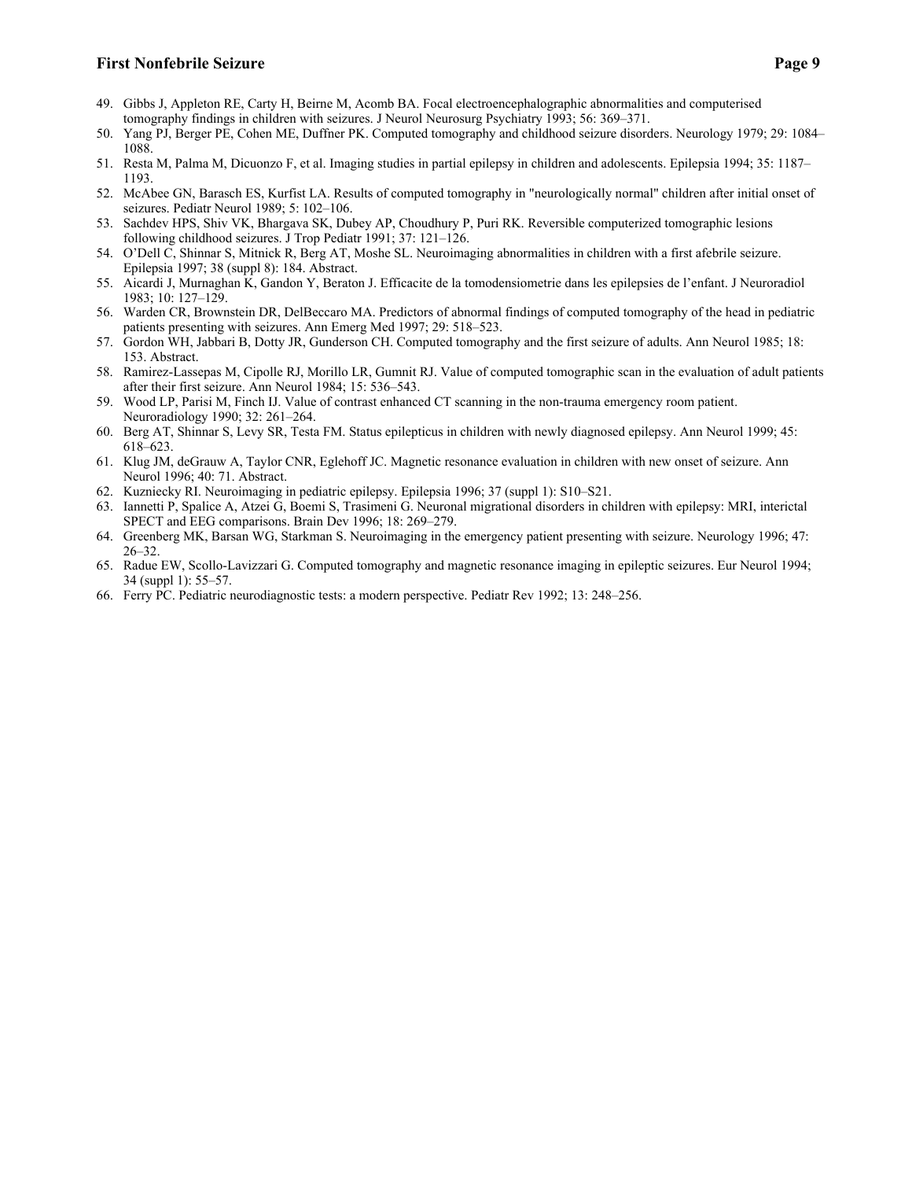49. Gibbs J, Appleton RE, Carty H, Beirne M, Acomb BA. Focal electroencephalographic abnormalities and computerised tomography findings in children with seizures. J Neurol Neurosurg Psychiatry 1993; 56: 369–371.
50. Yang PJ, Berger PE, Cohen ME, Duffner PK. Computed tomography and childhood seizure disorders. Neurology 1979; 29: 1084–1088.
51. Resta M, Palma M, Dicuonzo F, et al. Imaging studies in partial epilepsy in children and adolescents. Epilepsia 1994; 35: 1187–1193.
52. McAbee GN, Barasch ES, Kurfist LA. Results of computed tomography in "neurologically normal" children after initial onset of seizures. Pediatr Neurol 1989; 5: 102–106.
53. Sachdev HPS, Shiv VK, Bhargava SK, Dubey AP, Choudhury P, Puri RK. Reversible computerized tomographic lesions following childhood seizures. J Trop Pediatr 1991; 37: 121–126.
54. O'Dell C, Shinnar S, Mitnick R, Berg AT, Moshe SL. Neuroimaging abnormalities in children with a first afebrile seizure. Epilepsia 1997; 38 (suppl 8): 184. Abstract.
55. Aicardi J, Murnaghan K, Gandon Y, Beraton J. Efficacite de la tomodensiometrie dans les epilepsies de l'enfant. J Neuroradiol 1983; 10: 127–129.
56. Warden CR, Brownstein DR, DelBeccaro MA. Predictors of abnormal findings of computed tomography of the head in pediatric patients presenting with seizures. Ann Emerg Med 1997; 29: 518–523.
57. Gordon WH, Jabbari B, Dotty JR, Gunderson CH. Computed tomography and the first seizure of adults. Ann Neurol 1985; 18: 153. Abstract.
58. Ramirez-Lassepas M, Cipolle RJ, Morillo LR, Gumnit RJ. Value of computed tomographic scan in the evaluation of adult patients after their first seizure. Ann Neurol 1984; 15: 536–543.
59. Wood LP, Parisi M, Finch IJ. Value of contrast enhanced CT scanning in the non-trauma emergency room patient. Neuroradiology 1990; 32: 261–264.
60. Berg AT, Shinnar S, Levy SR, Testa FM. Status epilepticus in children with newly diagnosed epilepsy. Ann Neurol 1999; 45: 618–623.
61. Klug JM, deGrauw A, Taylor CNR, Eglehoff JC. Magnetic resonance evaluation in children with new onset of seizure. Ann Neurol 1996; 40: 71. Abstract.
62. Kuzniecky RI. Neuroimaging in pediatric epilepsy. Epilepsia 1996; 37 (suppl 1): S10–S21.
63. Iannetti P, Spalice A, Atzei G, Boemi S, Trasimeni G. Neuronal migrational disorders in children with epilepsy: MRI, interictal SPECT and EEG comparisons. Brain Dev 1996; 18: 269–279.
64. Greenberg MK, Barsan WG, Starkman S. Neuroimaging in the emergency patient presenting with seizure. Neurology 1996; 47: 26–32.
65. Radue EW, Scollo-Lavizzari G. Computed tomography and magnetic resonance imaging in epileptic seizures. Eur Neurol 1994; 34 (suppl 1): 55–57.
66. Ferry PC. Pediatric neurodiagnostic tests: a modern perspective. Pediatr Rev 1992; 13: 248–256.